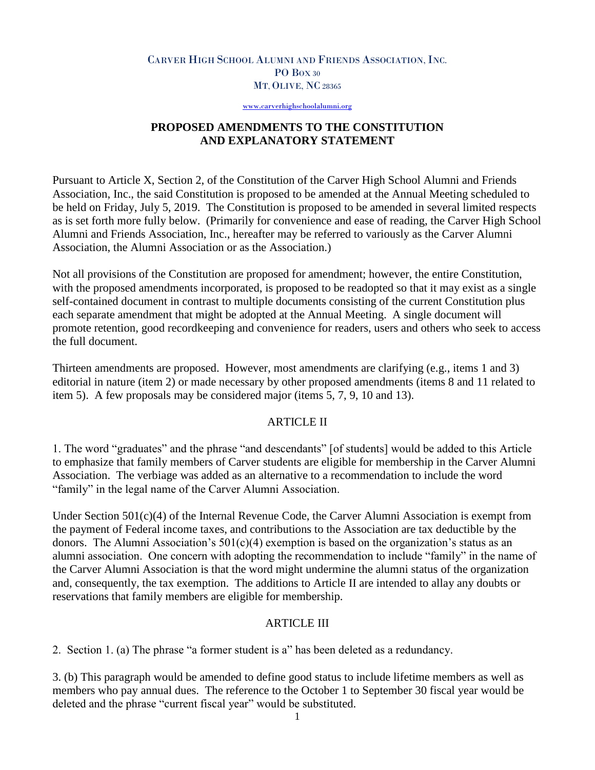Carver High School Alumni and Friends Association, Inc.
PO Box 30
Mt, Olive, NC 28365

www.carverhighschoolalumni.org

# PROPOSED AMENDMENTS TO THE CONSTITUTION AND EXPLANATORY STATEMENT

Pursuant to Article X, Section 2, of the Constitution of the Carver High School Alumni and Friends Association, Inc., the said Constitution is proposed to be amended at the Annual Meeting scheduled to be held on Friday, July 5, 2019. The Constitution is proposed to be amended in several limited respects as is set forth more fully below. (Primarily for convenience and ease of reading, the Carver High School Alumni and Friends Association, Inc., hereafter may be referred to variously as the Carver Alumni Association, the Alumni Association or as the Association.)

Not all provisions of the Constitution are proposed for amendment; however, the entire Constitution, with the proposed amendments incorporated, is proposed to be readopted so that it may exist as a single self-contained document in contrast to multiple documents consisting of the current Constitution plus each separate amendment that might be adopted at the Annual Meeting. A single document will promote retention, good recordkeeping and convenience for readers, users and others who seek to access the full document.

Thirteen amendments are proposed. However, most amendments are clarifying (e.g., items 1 and 3) editorial in nature (item 2) or made necessary by other proposed amendments (items 8 and 11 related to item 5). A few proposals may be considered major (items 5, 7, 9, 10 and 13).

## ARTICLE II

1. The word "graduates" and the phrase "and descendants" [of students] would be added to this Article to emphasize that family members of Carver students are eligible for membership in the Carver Alumni Association. The verbiage was added as an alternative to a recommendation to include the word "family" in the legal name of the Carver Alumni Association.

Under Section 501(c)(4) of the Internal Revenue Code, the Carver Alumni Association is exempt from the payment of Federal income taxes, and contributions to the Association are tax deductible by the donors. The Alumni Association's 501(c)(4) exemption is based on the organization's status as an alumni association. One concern with adopting the recommendation to include "family" in the name of the Carver Alumni Association is that the word might undermine the alumni status of the organization and, consequently, the tax exemption. The additions to Article II are intended to allay any doubts or reservations that family members are eligible for membership.

## ARTICLE III

2. Section 1. (a) The phrase "a former student is a" has been deleted as a redundancy.

3. (b) This paragraph would be amended to define good status to include lifetime members as well as members who pay annual dues. The reference to the October 1 to September 30 fiscal year would be deleted and the phrase "current fiscal year" would be substituted.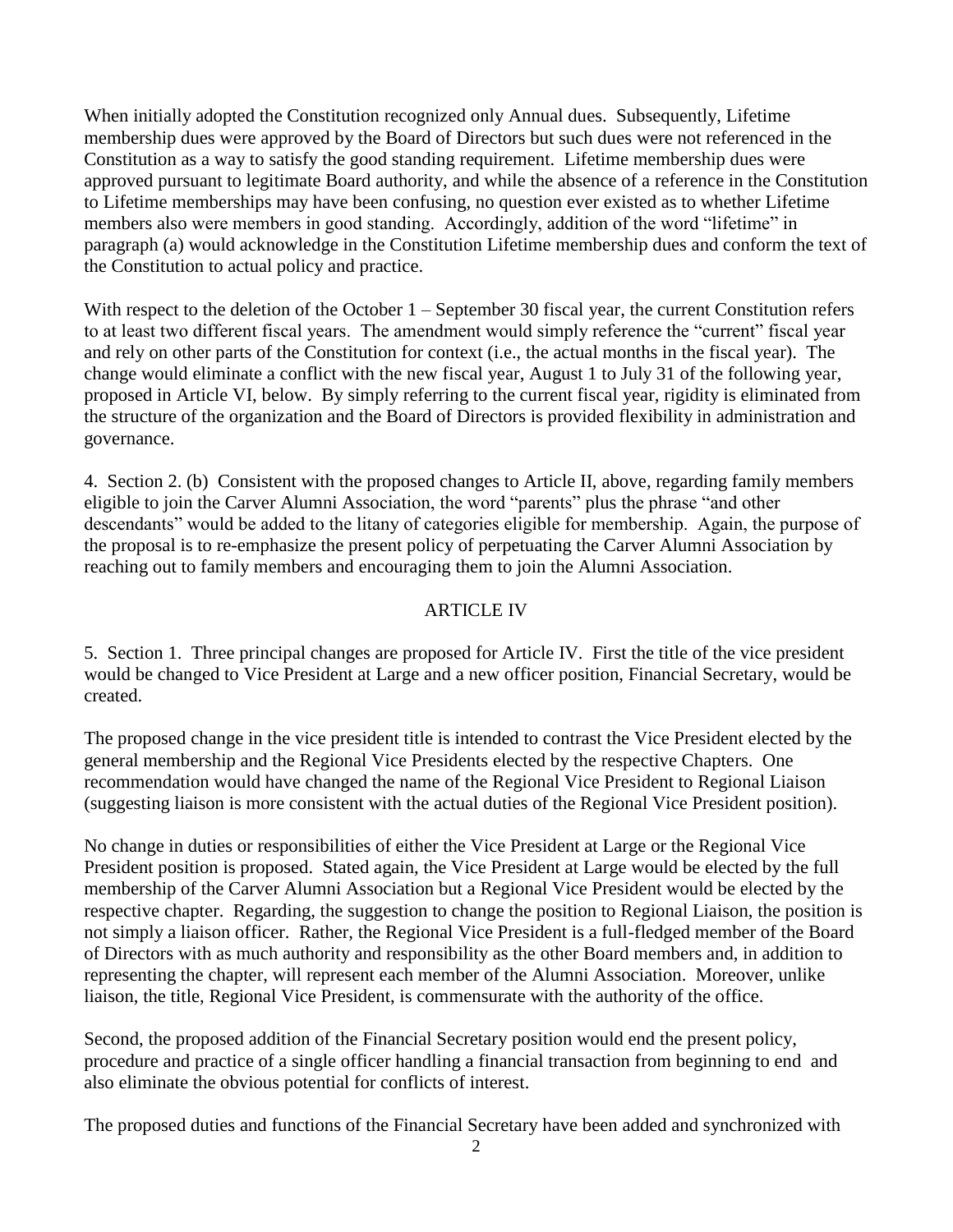When initially adopted the Constitution recognized only Annual dues. Subsequently, Lifetime membership dues were approved by the Board of Directors but such dues were not referenced in the Constitution as a way to satisfy the good standing requirement. Lifetime membership dues were approved pursuant to legitimate Board authority, and while the absence of a reference in the Constitution to Lifetime memberships may have been confusing, no question ever existed as to whether Lifetime members also were members in good standing. Accordingly, addition of the word "lifetime" in paragraph (a) would acknowledge in the Constitution Lifetime membership dues and conform the text of the Constitution to actual policy and practice.

With respect to the deletion of the October 1 – September 30 fiscal year, the current Constitution refers to at least two different fiscal years. The amendment would simply reference the "current" fiscal year and rely on other parts of the Constitution for context (i.e., the actual months in the fiscal year). The change would eliminate a conflict with the new fiscal year, August 1 to July 31 of the following year, proposed in Article VI, below. By simply referring to the current fiscal year, rigidity is eliminated from the structure of the organization and the Board of Directors is provided flexibility in administration and governance.

4. Section 2. (b) Consistent with the proposed changes to Article II, above, regarding family members eligible to join the Carver Alumni Association, the word "parents" plus the phrase "and other descendants" would be added to the litany of categories eligible for membership. Again, the purpose of the proposal is to re-emphasize the present policy of perpetuating the Carver Alumni Association by reaching out to family members and encouraging them to join the Alumni Association.

## ARTICLE IV

5. Section 1. Three principal changes are proposed for Article IV. First the title of the vice president would be changed to Vice President at Large and a new officer position, Financial Secretary, would be created.

The proposed change in the vice president title is intended to contrast the Vice President elected by the general membership and the Regional Vice Presidents elected by the respective Chapters. One recommendation would have changed the name of the Regional Vice President to Regional Liaison (suggesting liaison is more consistent with the actual duties of the Regional Vice President position).

No change in duties or responsibilities of either the Vice President at Large or the Regional Vice President position is proposed. Stated again, the Vice President at Large would be elected by the full membership of the Carver Alumni Association but a Regional Vice President would be elected by the respective chapter. Regarding, the suggestion to change the position to Regional Liaison, the position is not simply a liaison officer. Rather, the Regional Vice President is a full-fledged member of the Board of Directors with as much authority and responsibility as the other Board members and, in addition to representing the chapter, will represent each member of the Alumni Association. Moreover, unlike liaison, the title, Regional Vice President, is commensurate with the authority of the office.

Second, the proposed addition of the Financial Secretary position would end the present policy, procedure and practice of a single officer handling a financial transaction from beginning to end and also eliminate the obvious potential for conflicts of interest.

The proposed duties and functions of the Financial Secretary have been added and synchronized with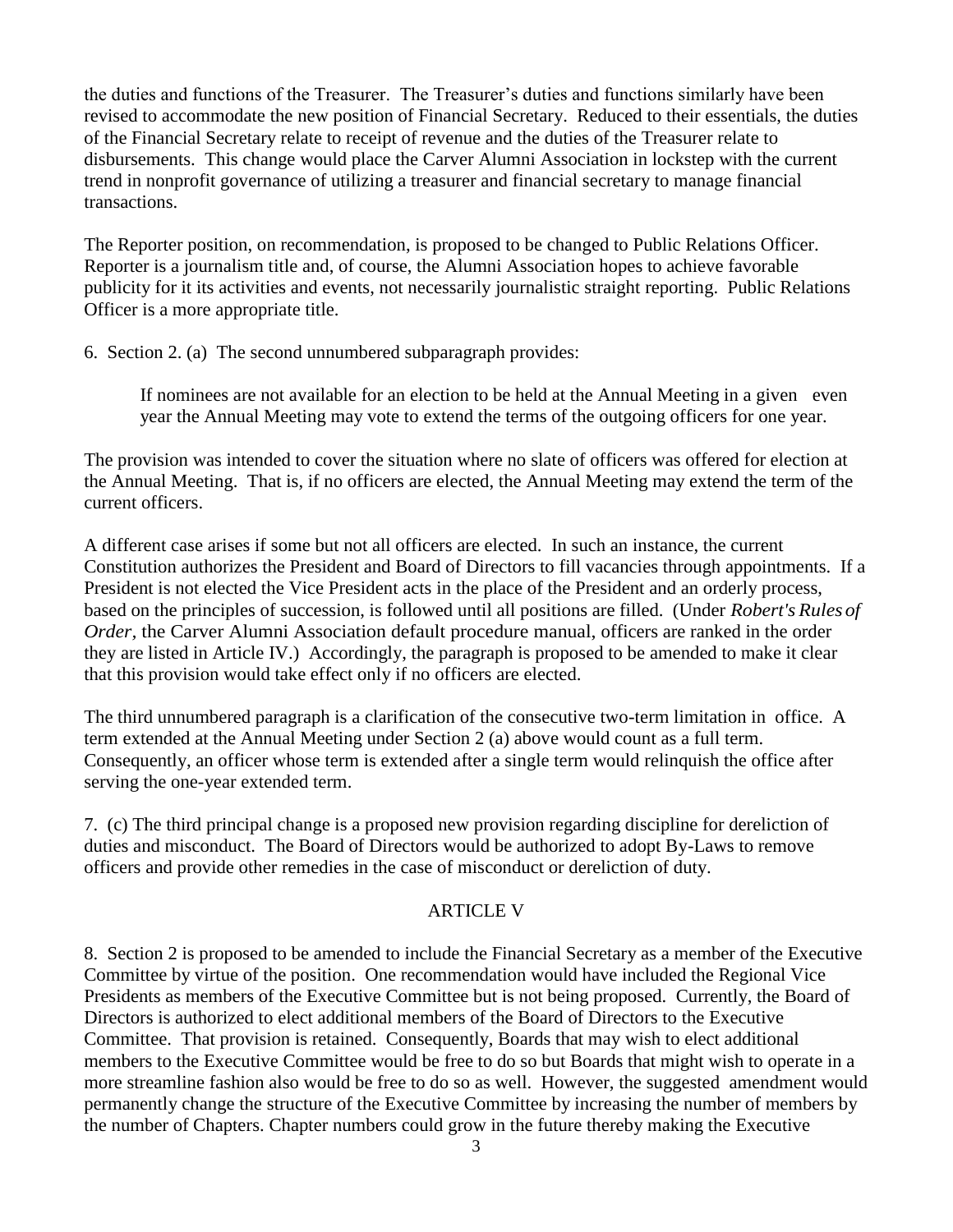the duties and functions of the Treasurer. The Treasurer's duties and functions similarly have been revised to accommodate the new position of Financial Secretary. Reduced to their essentials, the duties of the Financial Secretary relate to receipt of revenue and the duties of the Treasurer relate to disbursements. This change would place the Carver Alumni Association in lockstep with the current trend in nonprofit governance of utilizing a treasurer and financial secretary to manage financial transactions.

The Reporter position, on recommendation, is proposed to be changed to Public Relations Officer. Reporter is a journalism title and, of course, the Alumni Association hopes to achieve favorable publicity for it its activities and events, not necessarily journalistic straight reporting. Public Relations Officer is a more appropriate title.

6. Section 2. (a) The second unnumbered subparagraph provides:

> If nominees are not available for an election to be held at the Annual Meeting in a given even year the Annual Meeting may vote to extend the terms of the outgoing officers for one year.

The provision was intended to cover the situation where no slate of officers was offered for election at the Annual Meeting. That is, if no officers are elected, the Annual Meeting may extend the term of the current officers.

A different case arises if some but not all officers are elected. In such an instance, the current Constitution authorizes the President and Board of Directors to fill vacancies through appointments. If a President is not elected the Vice President acts in the place of the President and an orderly process, based on the principles of succession, is followed until all positions are filled. (Under *Robert's Rules of Order*, the Carver Alumni Association default procedure manual, officers are ranked in the order they are listed in Article IV.) Accordingly, the paragraph is proposed to be amended to make it clear that this provision would take effect only if no officers are elected.

The third unnumbered paragraph is a clarification of the consecutive two-term limitation in office. A term extended at the Annual Meeting under Section 2 (a) above would count as a full term. Consequently, an officer whose term is extended after a single term would relinquish the office after serving the one-year extended term.

7. (c) The third principal change is a proposed new provision regarding discipline for dereliction of duties and misconduct. The Board of Directors would be authorized to adopt By-Laws to remove officers and provide other remedies in the case of misconduct or dereliction of duty.

## ARTICLE V

8. Section 2 is proposed to be amended to include the Financial Secretary as a member of the Executive Committee by virtue of the position. One recommendation would have included the Regional Vice Presidents as members of the Executive Committee but is not being proposed. Currently, the Board of Directors is authorized to elect additional members of the Board of Directors to the Executive Committee. That provision is retained. Consequently, Boards that may wish to elect additional members to the Executive Committee would be free to do so but Boards that might wish to operate in a more streamline fashion also would be free to do so as well. However, the suggested amendment would permanently change the structure of the Executive Committee by increasing the number of members by the number of Chapters. Chapter numbers could grow in the future thereby making the Executive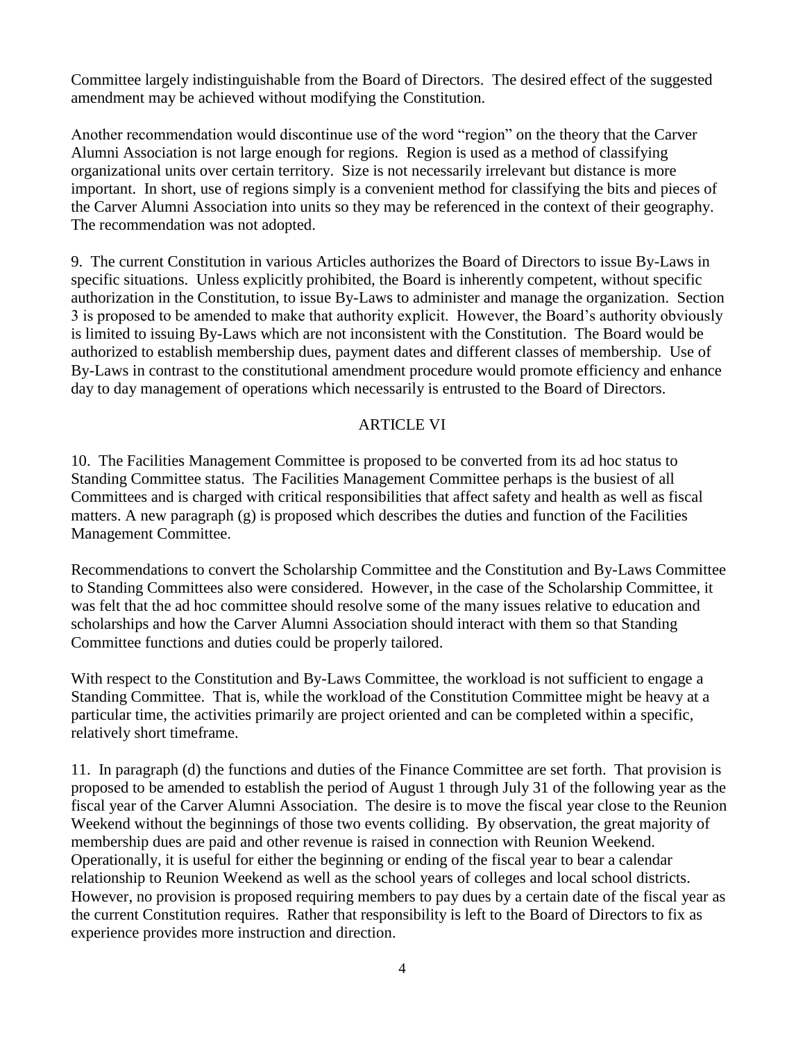Committee largely indistinguishable from the Board of Directors. The desired effect of the suggested amendment may be achieved without modifying the Constitution.

Another recommendation would discontinue use of the word "region" on the theory that the Carver Alumni Association is not large enough for regions. Region is used as a method of classifying organizational units over certain territory. Size is not necessarily irrelevant but distance is more important. In short, use of regions simply is a convenient method for classifying the bits and pieces of the Carver Alumni Association into units so they may be referenced in the context of their geography. The recommendation was not adopted.

9. The current Constitution in various Articles authorizes the Board of Directors to issue By-Laws in specific situations. Unless explicitly prohibited, the Board is inherently competent, without specific authorization in the Constitution, to issue By-Laws to administer and manage the organization. Section 3 is proposed to be amended to make that authority explicit. However, the Board's authority obviously is limited to issuing By-Laws which are not inconsistent with the Constitution. The Board would be authorized to establish membership dues, payment dates and different classes of membership. Use of By-Laws in contrast to the constitutional amendment procedure would promote efficiency and enhance day to day management of operations which necessarily is entrusted to the Board of Directors.

## ARTICLE VI

10. The Facilities Management Committee is proposed to be converted from its ad hoc status to Standing Committee status. The Facilities Management Committee perhaps is the busiest of all Committees and is charged with critical responsibilities that affect safety and health as well as fiscal matters. A new paragraph (g) is proposed which describes the duties and function of the Facilities Management Committee.

Recommendations to convert the Scholarship Committee and the Constitution and By-Laws Committee to Standing Committees also were considered. However, in the case of the Scholarship Committee, it was felt that the ad hoc committee should resolve some of the many issues relative to education and scholarships and how the Carver Alumni Association should interact with them so that Standing Committee functions and duties could be properly tailored.

With respect to the Constitution and By-Laws Committee, the workload is not sufficient to engage a Standing Committee. That is, while the workload of the Constitution Committee might be heavy at a particular time, the activities primarily are project oriented and can be completed within a specific, relatively short timeframe.

11. In paragraph (d) the functions and duties of the Finance Committee are set forth. That provision is proposed to be amended to establish the period of August 1 through July 31 of the following year as the fiscal year of the Carver Alumni Association. The desire is to move the fiscal year close to the Reunion Weekend without the beginnings of those two events colliding. By observation, the great majority of membership dues are paid and other revenue is raised in connection with Reunion Weekend. Operationally, it is useful for either the beginning or ending of the fiscal year to bear a calendar relationship to Reunion Weekend as well as the school years of colleges and local school districts. However, no provision is proposed requiring members to pay dues by a certain date of the fiscal year as the current Constitution requires. Rather that responsibility is left to the Board of Directors to fix as experience provides more instruction and direction.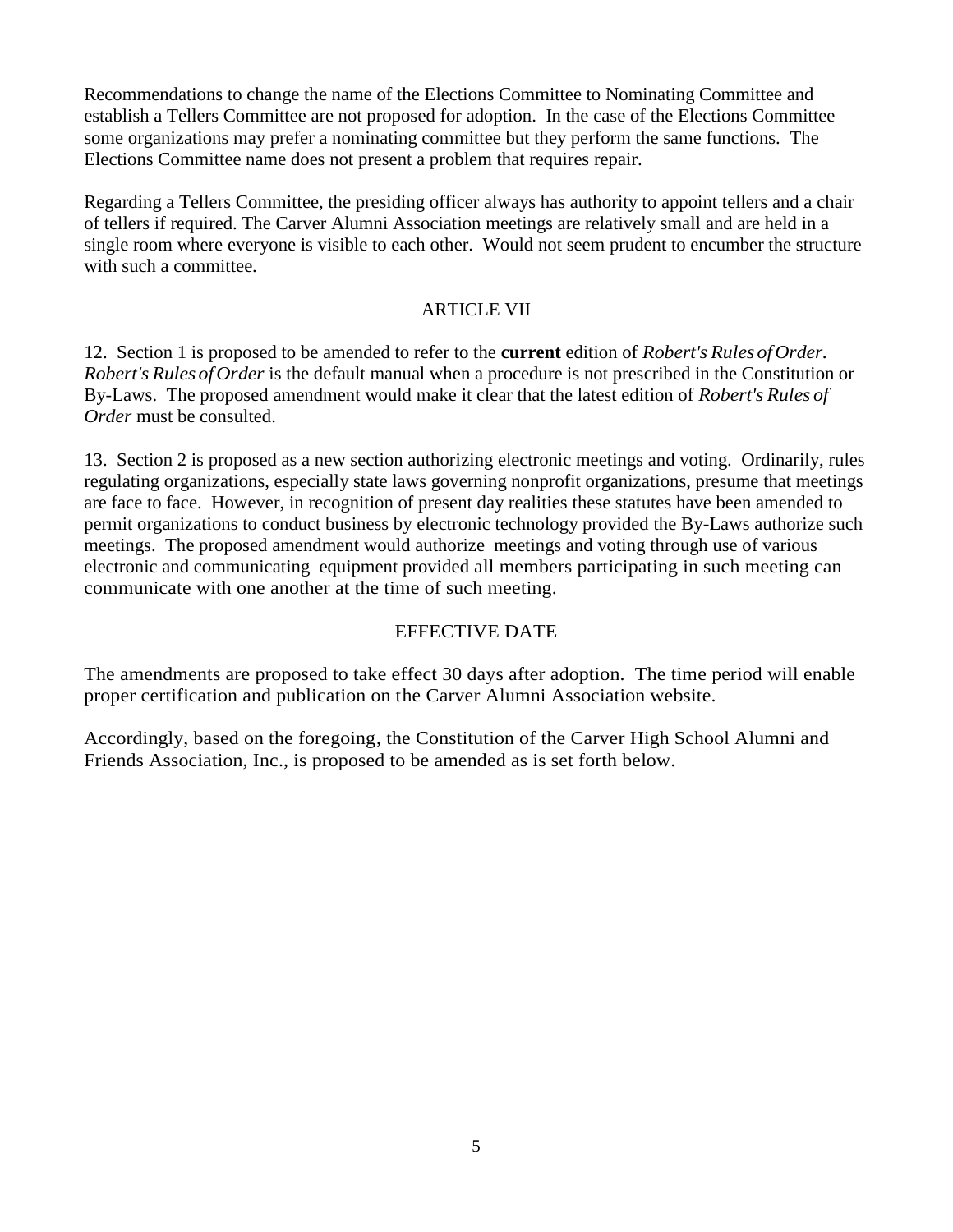Recommendations to change the name of the Elections Committee to Nominating Committee and establish a Tellers Committee are not proposed for adoption. In the case of the Elections Committee some organizations may prefer a nominating committee but they perform the same functions. The Elections Committee name does not present a problem that requires repair.

Regarding a Tellers Committee, the presiding officer always has authority to appoint tellers and a chair of tellers if required. The Carver Alumni Association meetings are relatively small and are held in a single room where everyone is visible to each other. Would not seem prudent to encumber the structure with such a committee.

## ARTICLE VII

12. Section 1 is proposed to be amended to refer to the **current** edition of *Robert's Rules of Order. Robert's Rules of Order* is the default manual when a procedure is not prescribed in the Constitution or By-Laws. The proposed amendment would make it clear that the latest edition of *Robert's Rules of Order* must be consulted.

13. Section 2 is proposed as a new section authorizing electronic meetings and voting. Ordinarily, rules regulating organizations, especially state laws governing nonprofit organizations, presume that meetings are face to face. However, in recognition of present day realities these statutes have been amended to permit organizations to conduct business by electronic technology provided the By-Laws authorize such meetings. The proposed amendment would authorize meetings and voting through use of various electronic and communicating equipment provided all members participating in such meeting can communicate with one another at the time of such meeting.

## EFFECTIVE DATE

The amendments are proposed to take effect 30 days after adoption. The time period will enable proper certification and publication on the Carver Alumni Association website.

Accordingly, based on the foregoing, the Constitution of the Carver High School Alumni and Friends Association, Inc., is proposed to be amended as is set forth below.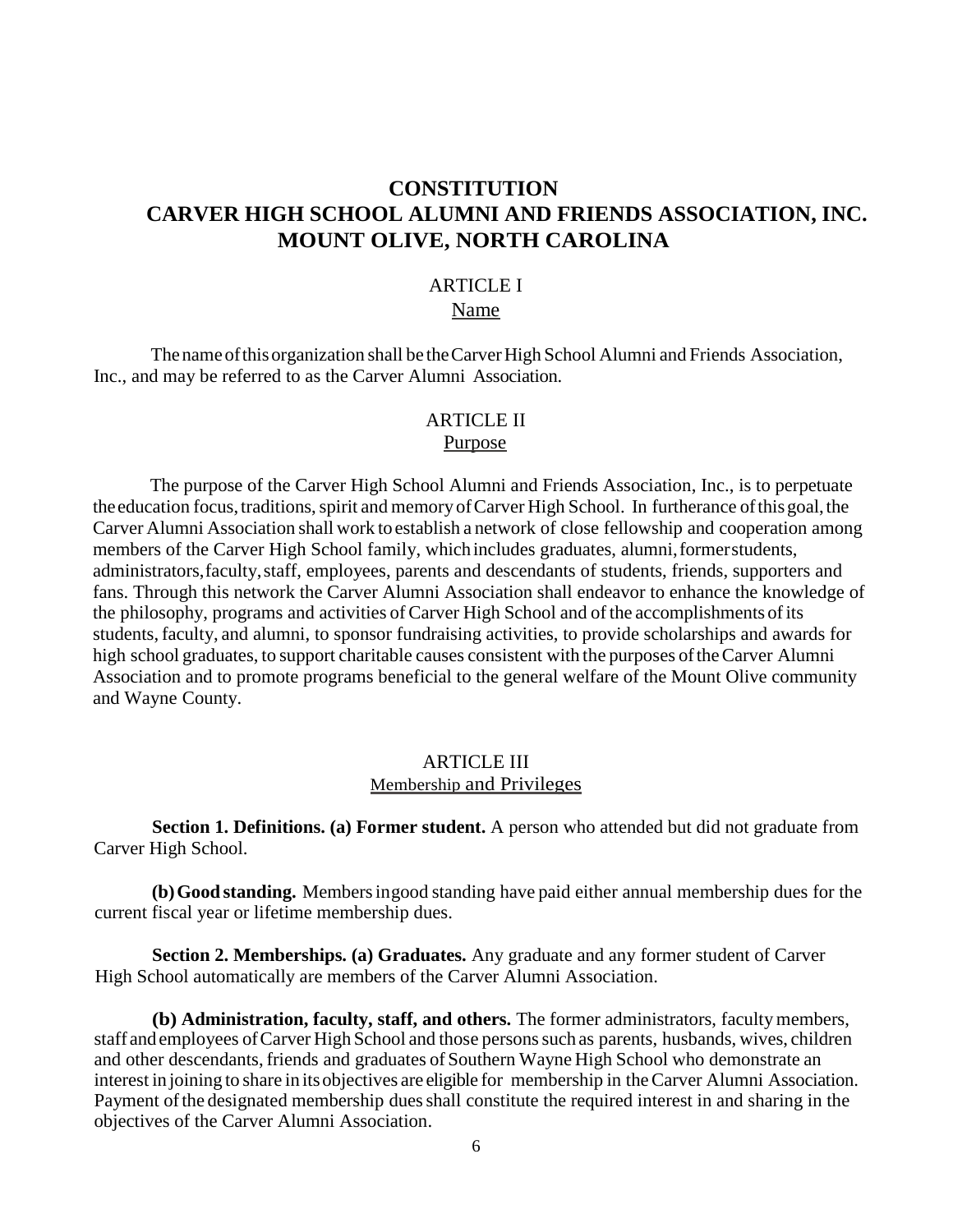# CONSTITUTION
# CARVER HIGH SCHOOL ALUMNI AND FRIENDS ASSOCIATION, INC.
# MOUNT OLIVE, NORTH CAROLINA

## ARTICLE I
## Name

The name of this organization shall be the Carver High School Alumni and Friends Association, Inc., and may be referred to as the Carver Alumni Association.

## ARTICLE II
## Purpose

The purpose of the Carver High School Alumni and Friends Association, Inc., is to perpetuate the education focus, traditions, spirit and memory of Carver High School. In furtherance of this goal, the Carver Alumni Association shall work to establish a network of close fellowship and cooperation among members of the Carver High School family, which includes graduates, alumni, former students, administrators, faculty, staff, employees, parents and descendants of students, friends, supporters and fans. Through this network the Carver Alumni Association shall endeavor to enhance the knowledge of the philosophy, programs and activities of Carver High School and of the accomplishments of its students, faculty, and alumni, to sponsor fundraising activities, to provide scholarships and awards for high school graduates, to support charitable causes consistent with the purposes of the Carver Alumni Association and to promote programs beneficial to the general welfare of the Mount Olive community and Wayne County.

## ARTICLE III
## Membership and Privileges

**Section 1. Definitions. (a) Former student.** A person who attended but did not graduate from Carver High School.

**(b) Good standing.** Members in good standing have paid either annual membership dues for the current fiscal year or lifetime membership dues.

**Section 2. Memberships. (a) Graduates.** Any graduate and any former student of Carver High School automatically are members of the Carver Alumni Association.

**(b) Administration, faculty, staff, and others.** The former administrators, faculty members, staff and employees of Carver High School and those persons such as parents, husbands, wives, children and other descendants, friends and graduates of Southern Wayne High School who demonstrate an interest in joining to share in its objectives are eligible for membership in the Carver Alumni Association. Payment of the designated membership dues shall constitute the required interest in and sharing in the objectives of the Carver Alumni Association.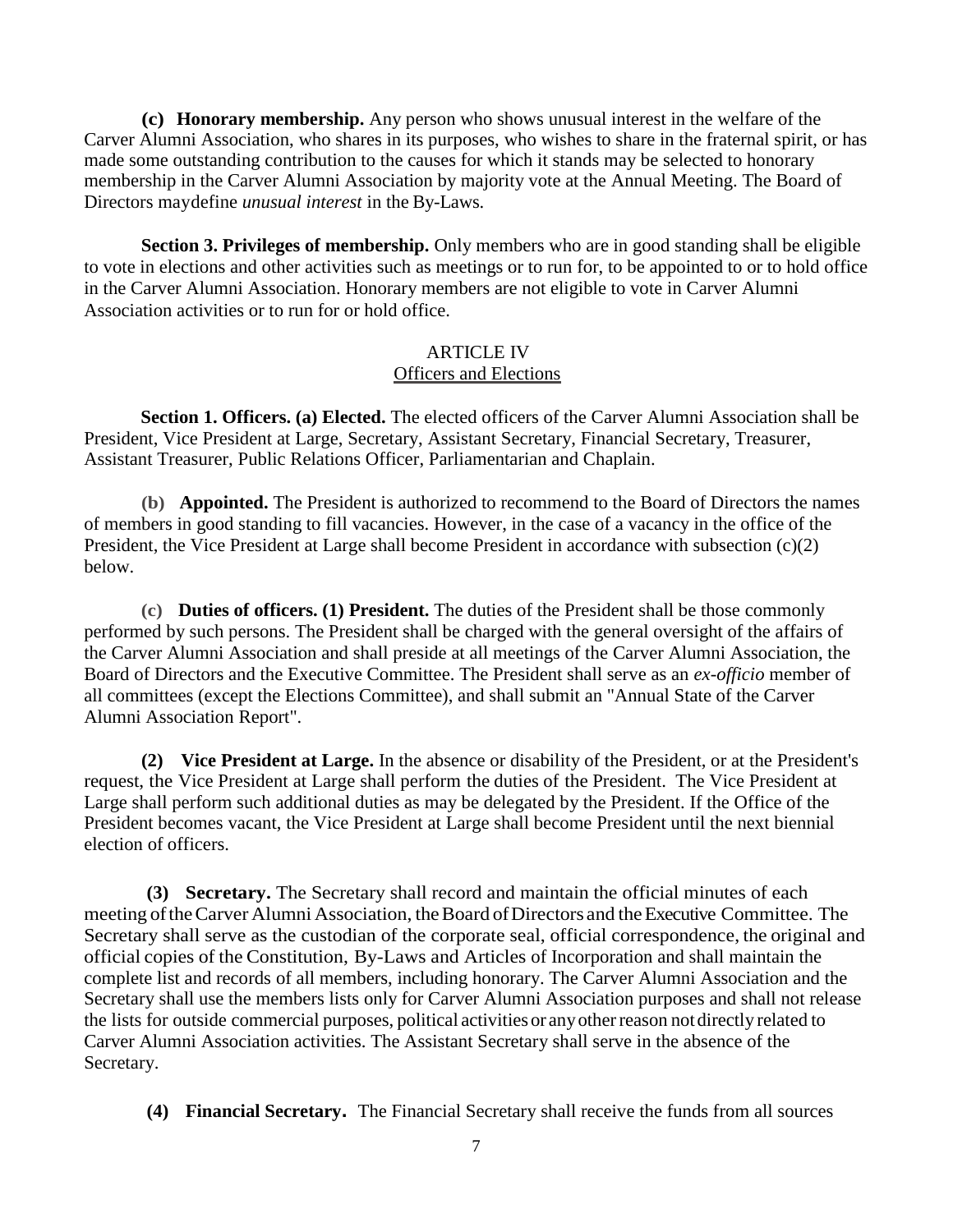**(c) Honorary membership.** Any person who shows unusual interest in the welfare of the Carver Alumni Association, who shares in its purposes, who wishes to share in the fraternal spirit, or has made some outstanding contribution to the causes for which it stands may be selected to honorary membership in the Carver Alumni Association by majority vote at the Annual Meeting. The Board of Directors maydefine *unusual interest* in the By-Laws.

**Section 3. Privileges of membership.** Only members who are in good standing shall be eligible to vote in elections and other activities such as meetings or to run for, to be appointed to or to hold office in the Carver Alumni Association. Honorary members are not eligible to vote in Carver Alumni Association activities or to run for or hold office.

## ARTICLE IV
## Officers and Elections

**Section 1. Officers. (a) Elected.** The elected officers of the Carver Alumni Association shall be President, Vice President at Large, Secretary, Assistant Secretary, Financial Secretary, Treasurer, Assistant Treasurer, Public Relations Officer, Parliamentarian and Chaplain.

**(b) Appointed.** The President is authorized to recommend to the Board of Directors the names of members in good standing to fill vacancies. However, in the case of a vacancy in the office of the President, the Vice President at Large shall become President in accordance with subsection (c)(2) below.

**(c) Duties of officers. (1) President.** The duties of the President shall be those commonly performed by such persons. The President shall be charged with the general oversight of the affairs of the Carver Alumni Association and shall preside at all meetings of the Carver Alumni Association, the Board of Directors and the Executive Committee. The President shall serve as an *ex-officio* member of all committees (except the Elections Committee), and shall submit an "Annual State of the Carver Alumni Association Report".

**(2) Vice President at Large.** In the absence or disability of the President, or at the President's request, the Vice President at Large shall perform the duties of the President. The Vice President at Large shall perform such additional duties as may be delegated by the President. If the Office of the President becomes vacant, the Vice President at Large shall become President until the next biennial election of officers.

**(3) Secretary.** The Secretary shall record and maintain the official minutes of each meeting of the Carver Alumni Association, the Board of Directors and the Executive Committee. The Secretary shall serve as the custodian of the corporate seal, official correspondence, the original and official copies of the Constitution, By-Laws and Articles of Incorporation and shall maintain the complete list and records of all members, including honorary. The Carver Alumni Association and the Secretary shall use the members lists only for Carver Alumni Association purposes and shall not release the lists for outside commercial purposes, political activities or any other reason not directly related to Carver Alumni Association activities. The Assistant Secretary shall serve in the absence of the Secretary.

**(4) Financial Secretary.** The Financial Secretary shall receive the funds from all sources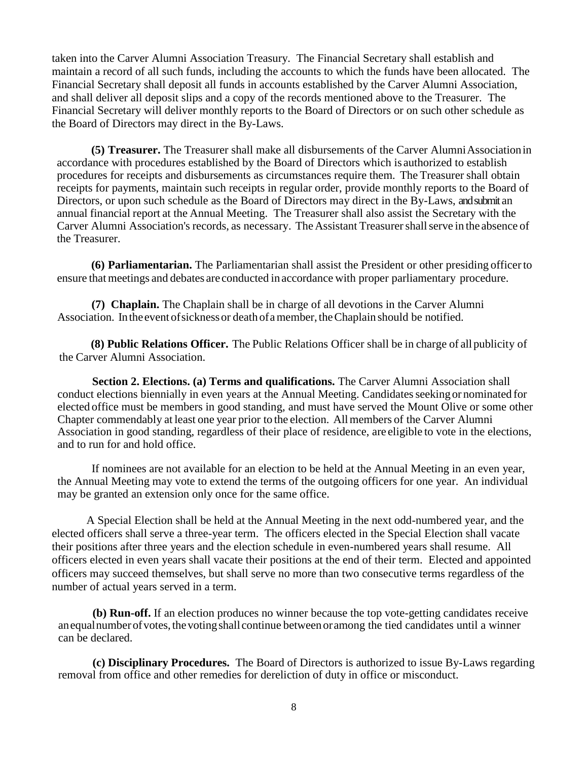taken into the Carver Alumni Association Treasury. The Financial Secretary shall establish and maintain a record of all such funds, including the accounts to which the funds have been allocated. The Financial Secretary shall deposit all funds in accounts established by the Carver Alumni Association, and shall deliver all deposit slips and a copy of the records mentioned above to the Treasurer. The Financial Secretary will deliver monthly reports to the Board of Directors or on such other schedule as the Board of Directors may direct in the By-Laws.

**(5) Treasurer.** The Treasurer shall make all disbursements of the Carver Alumni Association in accordance with procedures established by the Board of Directors which is authorized to establish procedures for receipts and disbursements as circumstances require them. The Treasurer shall obtain receipts for payments, maintain such receipts in regular order, provide monthly reports to the Board of Directors, or upon such schedule as the Board of Directors may direct in the By-Laws, and submit an annual financial report at the Annual Meeting. The Treasurer shall also assist the Secretary with the Carver Alumni Association's records, as necessary. The Assistant Treasurer shall serve in the absence of the Treasurer.

**(6) Parliamentarian.** The Parliamentarian shall assist the President or other presiding officer to ensure that meetings and debates are conducted in accordance with proper parliamentary procedure.

**(7) Chaplain.** The Chaplain shall be in charge of all devotions in the Carver Alumni Association. In the event of sickness or death of a member, the Chaplain should be notified.

**(8) Public Relations Officer.** The Public Relations Officer shall be in charge of all publicity of the Carver Alumni Association.

**Section 2. Elections. (a) Terms and qualifications.** The Carver Alumni Association shall conduct elections biennially in even years at the Annual Meeting. Candidates seeking or nominated for elected office must be members in good standing, and must have served the Mount Olive or some other Chapter commendably at least one year prior to the election. All members of the Carver Alumni Association in good standing, regardless of their place of residence, are eligible to vote in the elections, and to run for and hold office.

If nominees are not available for an election to be held at the Annual Meeting in an even year, the Annual Meeting may vote to extend the terms of the outgoing officers for one year. An individual may be granted an extension only once for the same office.

A Special Election shall be held at the Annual Meeting in the next odd-numbered year, and the elected officers shall serve a three-year term. The officers elected in the Special Election shall vacate their positions after three years and the election schedule in even-numbered years shall resume. All officers elected in even years shall vacate their positions at the end of their term. Elected and appointed officers may succeed themselves, but shall serve no more than two consecutive terms regardless of the number of actual years served in a term.

**(b) Run-off.** If an election produces no winner because the top vote-getting candidates receive an equal number of votes, the voting shall continue between or among the tied candidates until a winner can be declared.

**(c) Disciplinary Procedures.** The Board of Directors is authorized to issue By-Laws regarding removal from office and other remedies for dereliction of duty in office or misconduct.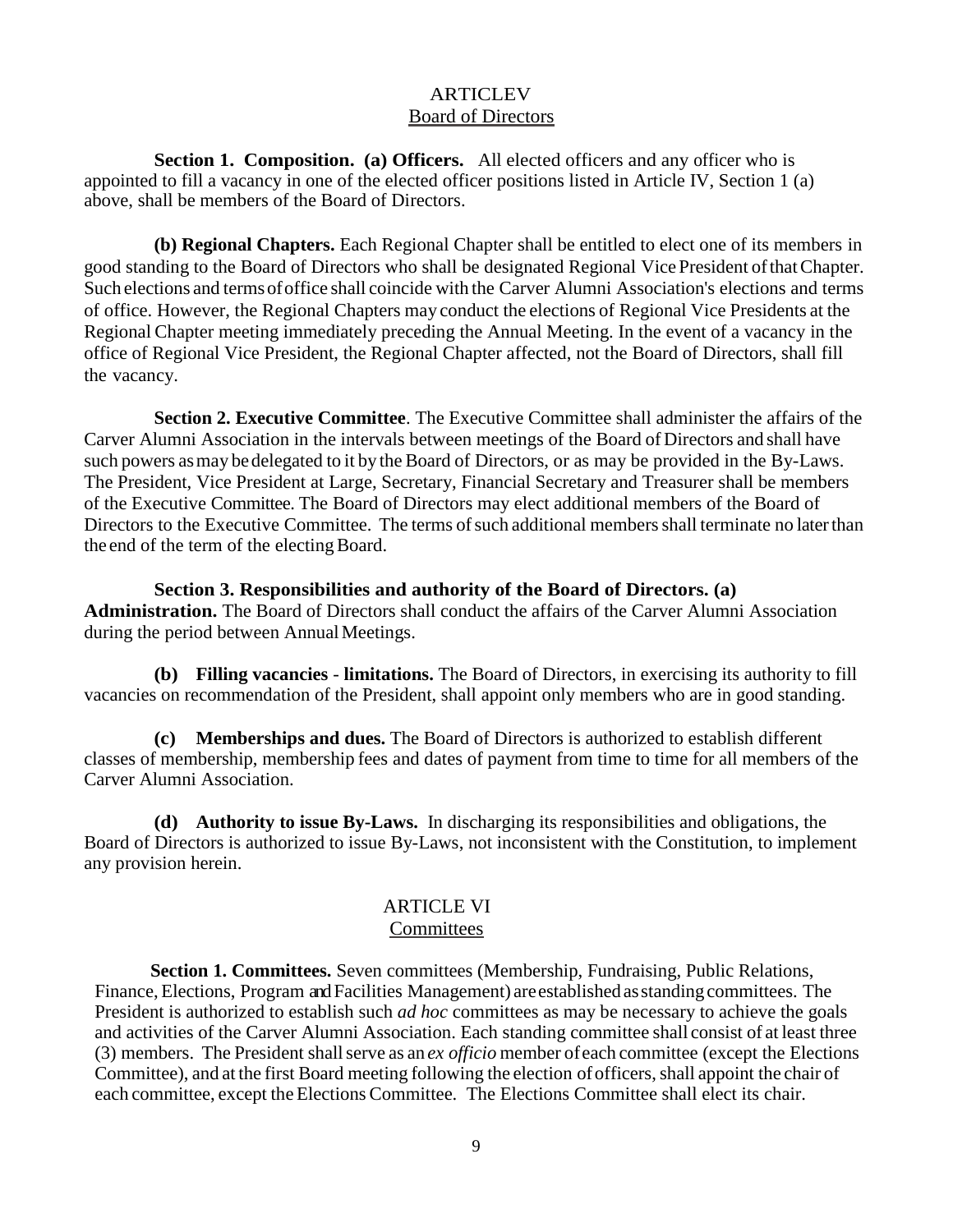## ARTICLEV
## Board of Directors

**Section 1. Composition. (a) Officers.** All elected officers and any officer who is appointed to fill a vacancy in one of the elected officer positions listed in Article IV, Section 1 (a) above, shall be members of the Board of Directors.

**(b) Regional Chapters.** Each Regional Chapter shall be entitled to elect one of its members in good standing to the Board of Directors who shall be designated Regional Vice President of that Chapter. Such elections and terms of office shall coincide with the Carver Alumni Association's elections and terms of office. However, the Regional Chapters may conduct the elections of Regional Vice Presidents at the Regional Chapter meeting immediately preceding the Annual Meeting. In the event of a vacancy in the office of Regional Vice President, the Regional Chapter affected, not the Board of Directors, shall fill the vacancy.

**Section 2. Executive Committee**. The Executive Committee shall administer the affairs of the Carver Alumni Association in the intervals between meetings of the Board of Directors and shall have such powers as may be delegated to it by the Board of Directors, or as may be provided in the By-Laws. The President, Vice President at Large, Secretary, Financial Secretary and Treasurer shall be members of the Executive Committee. The Board of Directors may elect additional members of the Board of Directors to the Executive Committee. The terms of such additional members shall terminate no later than the end of the term of the electing Board.

**Section 3. Responsibilities and authority of the Board of Directors. (a) Administration.** The Board of Directors shall conduct the affairs of the Carver Alumni Association during the period between Annual Meetings.

**(b) Filling vacancies - limitations.** The Board of Directors, in exercising its authority to fill vacancies on recommendation of the President, shall appoint only members who are in good standing.

**(c) Memberships and dues.** The Board of Directors is authorized to establish different classes of membership, membership fees and dates of payment from time to time for all members of the Carver Alumni Association.

**(d) Authority to issue By-Laws.** In discharging its responsibilities and obligations, the Board of Directors is authorized to issue By-Laws, not inconsistent with the Constitution, to implement any provision herein.

## ARTICLE VI
## Committees

**Section 1. Committees.** Seven committees (Membership, Fundraising, Public Relations, Finance, Elections, Program and Facilities Management) are established as standing committees. The President is authorized to establish such *ad hoc* committees as may be necessary to achieve the goals and activities of the Carver Alumni Association. Each standing committee shall consist of at least three (3) members. The President shall serve as an *ex officio* member of each committee (except the Elections Committee), and at the first Board meeting following the election of officers, shall appoint the chair of each committee, except the Elections Committee. The Elections Committee shall elect its chair.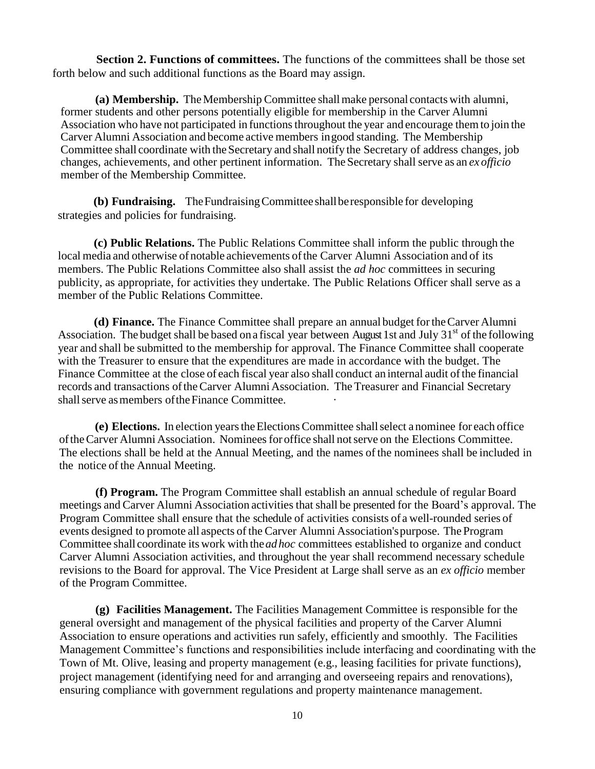**Section 2. Functions of committees.** The functions of the committees shall be those set forth below and such additional functions as the Board may assign.

**(a) Membership.** The Membership Committee shall make personal contacts with alumni, former students and other persons potentially eligible for membership in the Carver Alumni Association who have not participated in functions throughout the year and encourage them to join the Carver Alumni Association and become active members in good standing. The Membership Committee shall coordinate with the Secretary and shall notify the Secretary of address changes, job changes, achievements, and other pertinent information. The Secretary shall serve as an *ex officio* member of the Membership Committee.

**(b) Fundraising.** The Fundraising Committee shall be responsible for developing strategies and policies for fundraising.

**(c) Public Relations.** The Public Relations Committee shall inform the public through the local media and otherwise of notable achievements of the Carver Alumni Association and of its members. The Public Relations Committee also shall assist the *ad hoc* committees in securing publicity, as appropriate, for activities they undertake. The Public Relations Officer shall serve as a member of the Public Relations Committee.

**(d) Finance.** The Finance Committee shall prepare an annual budget for the Carver Alumni Association. The budget shall be based on a fiscal year between August 1st and July 31st of the following year and shall be submitted to the membership for approval. The Finance Committee shall cooperate with the Treasurer to ensure that the expenditures are made in accordance with the budget. The Finance Committee at the close of each fiscal year also shall conduct an internal audit of the financial records and transactions of the Carver Alumni Association. The Treasurer and Financial Secretary shall serve as members of the Finance Committee.

**(e) Elections.** In election years the Elections Committee shall select a nominee for each office of the Carver Alumni Association. Nominees for office shall not serve on the Elections Committee. The elections shall be held at the Annual Meeting, and the names of the nominees shall be included in the notice of the Annual Meeting.

**(f) Program.** The Program Committee shall establish an annual schedule of regular Board meetings and Carver Alumni Association activities that shall be presented for the Board's approval. The Program Committee shall ensure that the schedule of activities consists of a well-rounded series of events designed to promote all aspects of the Carver Alumni Association's purpose. The Program Committee shall coordinate its work with the *ad hoc* committees established to organize and conduct Carver Alumni Association activities, and throughout the year shall recommend necessary schedule revisions to the Board for approval. The Vice President at Large shall serve as an *ex officio* member of the Program Committee.

**(g) Facilities Management.** The Facilities Management Committee is responsible for the general oversight and management of the physical facilities and property of the Carver Alumni Association to ensure operations and activities run safely, efficiently and smoothly. The Facilities Management Committee's functions and responsibilities include interfacing and coordinating with the Town of Mt. Olive, leasing and property management (e.g., leasing facilities for private functions), project management (identifying need for and arranging and overseeing repairs and renovations), ensuring compliance with government regulations and property maintenance management.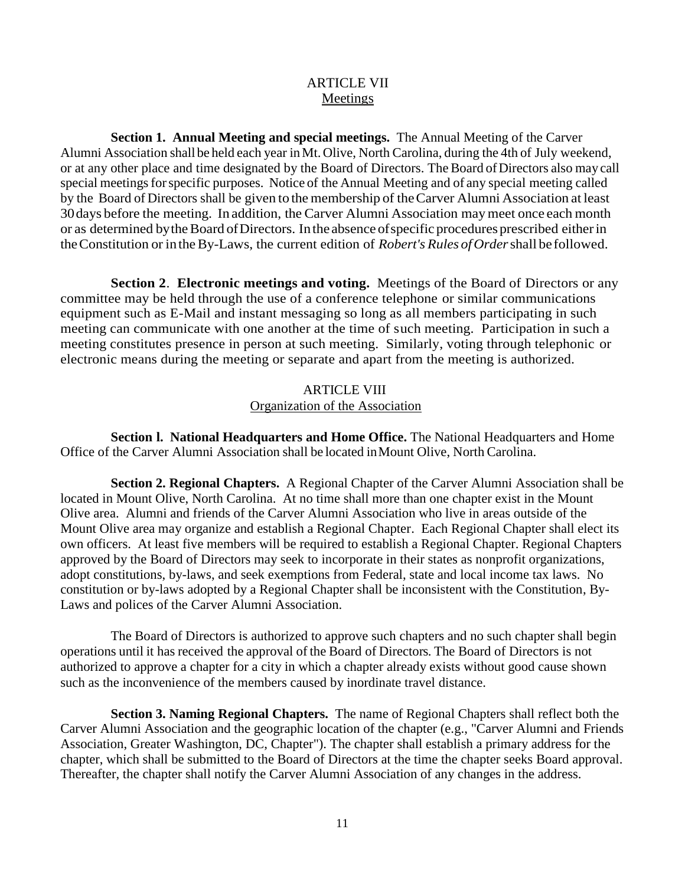# ARTICLE VII
## Meetings

**Section 1. Annual Meeting and special meetings.** The Annual Meeting of the Carver Alumni Association shall be held each year in Mt. Olive, North Carolina, during the 4th of July weekend, or at any other place and time designated by the Board of Directors. The Board of Directors also may call special meetings for specific purposes. Notice of the Annual Meeting and of any special meeting called by the Board of Directors shall be given to the membership of the Carver Alumni Association at least 30 days before the meeting. In addition, the Carver Alumni Association may meet once each month or as determined by the Board of Directors. In the absence of specific procedures prescribed either in the Constitution or in the By-Laws, the current edition of *Robert's Rules of Order* shall be followed.

**Section 2. Electronic meetings and voting.** Meetings of the Board of Directors or any committee may be held through the use of a conference telephone or similar communications equipment such as E-Mail and instant messaging so long as all members participating in such meeting can communicate with one another at the time of such meeting. Participation in such a meeting constitutes presence in person at such meeting. Similarly, voting through telephonic or electronic means during the meeting or separate and apart from the meeting is authorized.

# ARTICLE VIII
## Organization of the Association

**Section l. National Headquarters and Home Office.** The National Headquarters and Home Office of the Carver Alumni Association shall be located in Mount Olive, North Carolina.

**Section 2. Regional Chapters.** A Regional Chapter of the Carver Alumni Association shall be located in Mount Olive, North Carolina. At no time shall more than one chapter exist in the Mount Olive area. Alumni and friends of the Carver Alumni Association who live in areas outside of the Mount Olive area may organize and establish a Regional Chapter. Each Regional Chapter shall elect its own officers. At least five members will be required to establish a Regional Chapter. Regional Chapters approved by the Board of Directors may seek to incorporate in their states as nonprofit organizations, adopt constitutions, by-laws, and seek exemptions from Federal, state and local income tax laws. No constitution or by-laws adopted by a Regional Chapter shall be inconsistent with the Constitution, By-Laws and polices of the Carver Alumni Association.

The Board of Directors is authorized to approve such chapters and no such chapter shall begin operations until it has received the approval of the Board of Directors. The Board of Directors is not authorized to approve a chapter for a city in which a chapter already exists without good cause shown such as the inconvenience of the members caused by inordinate travel distance.

**Section 3. Naming Regional Chapters.** The name of Regional Chapters shall reflect both the Carver Alumni Association and the geographic location of the chapter (e.g., "Carver Alumni and Friends Association, Greater Washington, DC, Chapter"). The chapter shall establish a primary address for the chapter, which shall be submitted to the Board of Directors at the time the chapter seeks Board approval. Thereafter, the chapter shall notify the Carver Alumni Association of any changes in the address.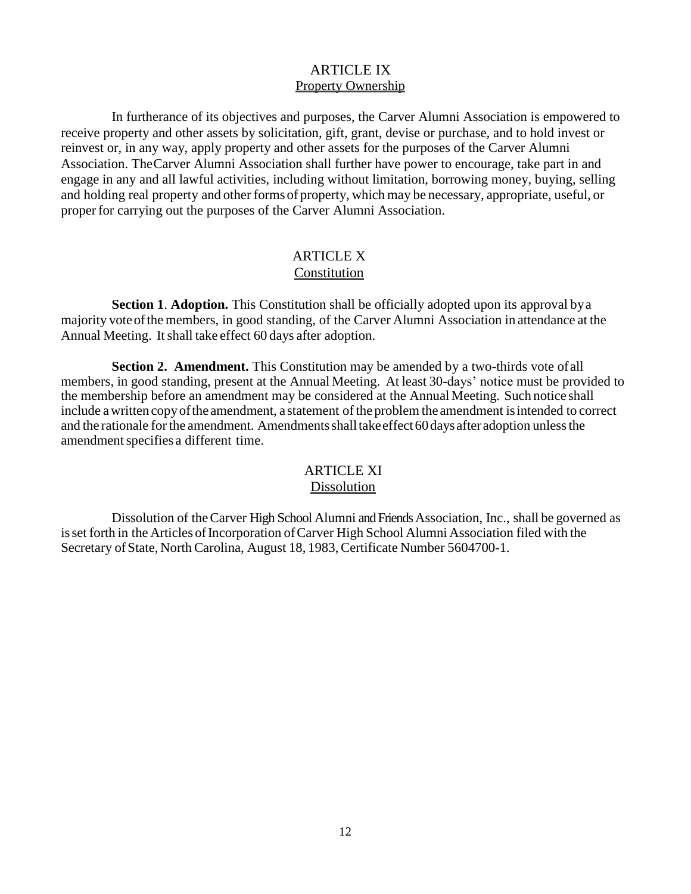## ARTICLE IX
## Property Ownership

In furtherance of its objectives and purposes, the Carver Alumni Association is empowered to receive property and other assets by solicitation, gift, grant, devise or purchase, and to hold invest or reinvest or, in any way, apply property and other assets for the purposes of the Carver Alumni Association. TheCarver Alumni Association shall further have power to encourage, take part in and engage in any and all lawful activities, including without limitation, borrowing money, buying, selling and holding real property and other forms of property, which may be necessary, appropriate, useful, or proper for carrying out the purposes of the Carver Alumni Association.

## ARTICLE X
## Constitution

**Section 1**. **Adoption.** This Constitution shall be officially adopted upon its approval by a majority vote of the members, in good standing, of the Carver Alumni Association in attendance at the Annual Meeting. It shall take effect 60 days after adoption.

**Section 2. Amendment.** This Constitution may be amended by a two-thirds vote of all members, in good standing, present at the Annual Meeting. At least 30-days' notice must be provided to the membership before an amendment may be considered at the Annual Meeting. Such notice shall include a written copy of the amendment, a statement of the problem the amendment is intended to correct and the rationale for the amendment. Amendments shall take effect 60 days after adoption unless the amendment specifies a different time.

## ARTICLE XI
## Dissolution

Dissolution of the Carver High School Alumni and Friends Association, Inc., shall be governed as is set forth in the Articles of Incorporation of Carver High School Alumni Association filed with the Secretary of State, North Carolina, August 18, 1983, Certificate Number 5604700-1.